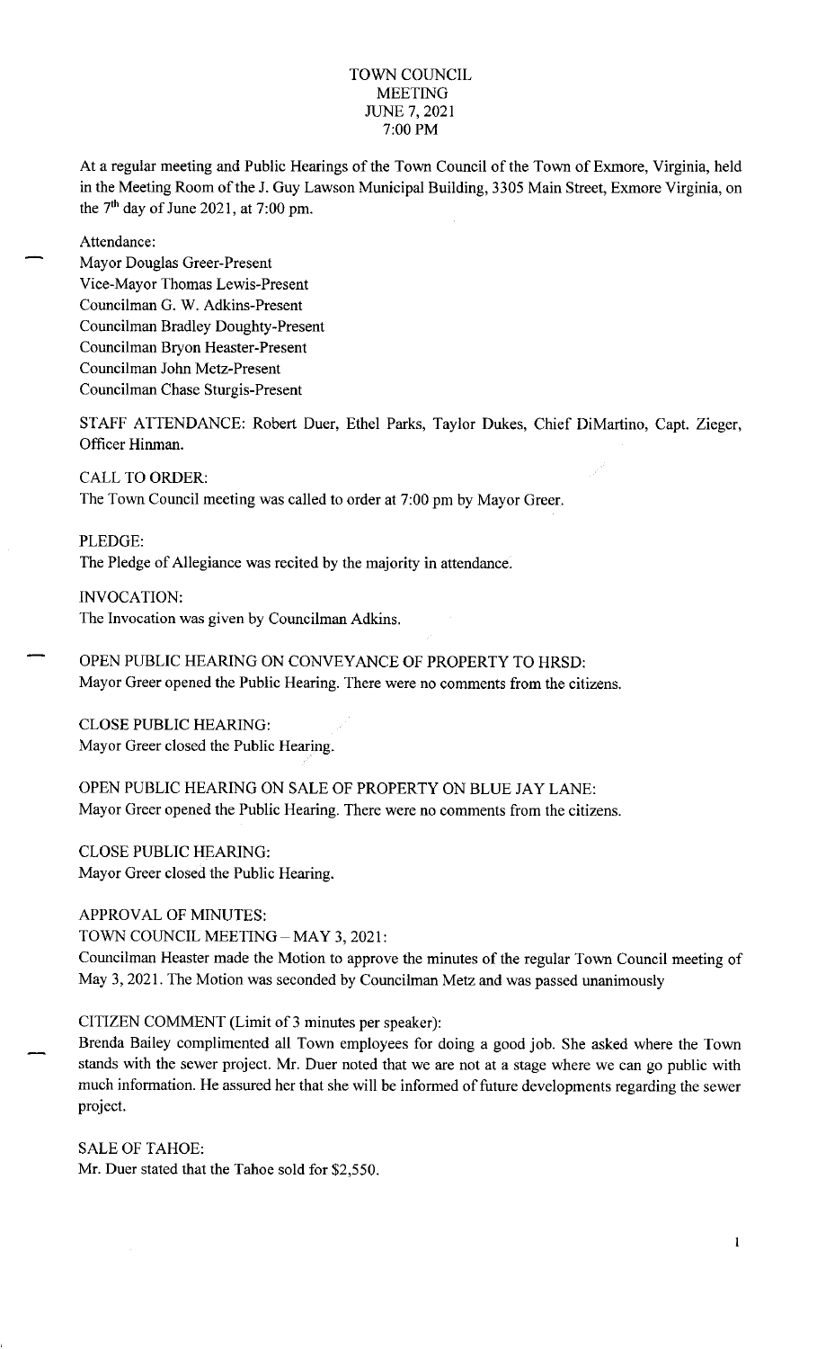# TOWN COUNCIL
## MEETING
## JUNE 7, 2021
## 7:00 PM

At a regular meeting and Public Hearings of the Town Council of the Town of Exmore, Virginia, held in the Meeting Room of the J. Guy Lawson Municipal Building, 3305 Main Street, Exmore Virginia, on the 7th day of June 2021, at 7:00 pm.

Attendance:
Mayor Douglas Greer-Present
Vice-Mayor Thomas Lewis-Present
Councilman G. W. Adkins-Present
Councilman Bradley Doughty-Present
Councilman Bryon Heaster-Present
Councilman John Metz-Present
Councilman Chase Sturgis-Present

STAFF ATTENDANCE: Robert Duer, Ethel Parks, Taylor Dukes, Chief DiMartino, Capt. Zieger, Officer Hinman.

CALL TO ORDER:
The Town Council meeting was called to order at 7:00 pm by Mayor Greer.

PLEDGE:
The Pledge of Allegiance was recited by the majority in attendance.

INVOCATION:
The Invocation was given by Councilman Adkins.

OPEN PUBLIC HEARING ON CONVEYANCE OF PROPERTY TO HRSD:
Mayor Greer opened the Public Hearing. There were no comments from the citizens.

CLOSE PUBLIC HEARING:
Mayor Greer closed the Public Hearing.

OPEN PUBLIC HEARING ON SALE OF PROPERTY ON BLUE JAY LANE:
Mayor Greer opened the Public Hearing. There were no comments from the citizens.

CLOSE PUBLIC HEARING:
Mayor Greer closed the Public Hearing.

APPROVAL OF MINUTES:
TOWN COUNCIL MEETING – MAY 3, 2021:
Councilman Heaster made the Motion to approve the minutes of the regular Town Council meeting of May 3, 2021. The Motion was seconded by Councilman Metz and was passed unanimously

CITIZEN COMMENT (Limit of 3 minutes per speaker):
Brenda Bailey complimented all Town employees for doing a good job. She asked where the Town stands with the sewer project. Mr. Duer noted that we are not at a stage where we can go public with much information. He assured her that she will be informed of future developments regarding the sewer project.

SALE OF TAHOE:
Mr. Duer stated that the Tahoe sold for $2,550.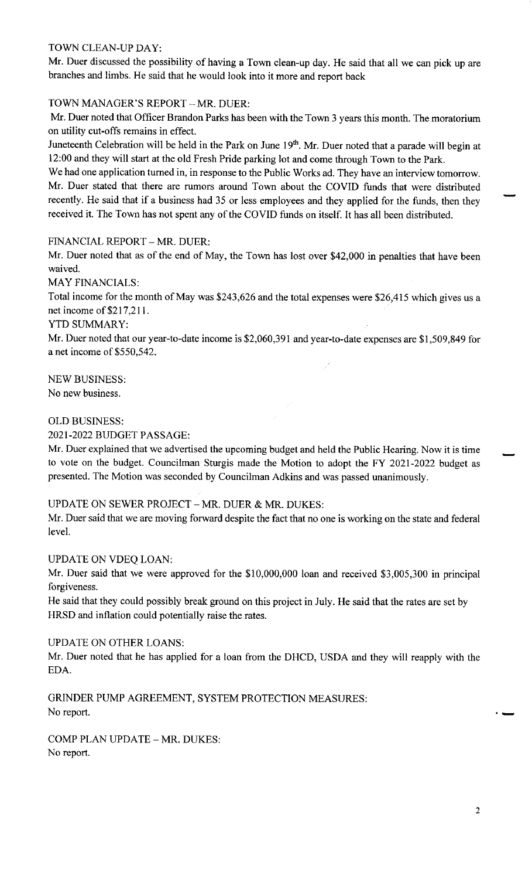### TOWN CLEAN-UP DAY:

Mr. Duer discussed the possibility of having a Town clean-up day. He said that all we can pick up are branches and limbs. He said that he would look into it more and report back

### TOWN MANAGER'S REPORT – MR. DUER:

Mr. Duer noted that Officer Brandon Parks has been with the Town 3 years this month. The moratorium on utility cut-offs remains in effect.

Juneteenth Celebration will be held in the Park on June 19th. Mr. Duer noted that a parade will begin at 12:00 and they will start at the old Fresh Pride parking lot and come through Town to the Park.

We had one application turned in, in response to the Public Works ad. They have an interview tomorrow. Mr. Duer stated that there are rumors around Town about the COVID funds that were distributed recently. He said that if a business had 35 or less employees and they applied for the funds, then they received it. The Town has not spent any of the COVID funds on itself. It has all been distributed.

### FINANCIAL REPORT – MR. DUER:

Mr. Duer noted that as of the end of May, the Town has lost over $42,000 in penalties that have been waived.

### MAY FINANCIALS:

Total income for the month of May was $243,626 and the total expenses were $26,415 which gives us a net income of $217,211.

### YTD SUMMARY:

Mr. Duer noted that our year-to-date income is $2,060,391 and year-to-date expenses are $1,509,849 for a net income of $550,542.

### NEW BUSINESS:

No new business.

### OLD BUSINESS:

### 2021-2022 BUDGET PASSAGE:

Mr. Duer explained that we advertised the upcoming budget and held the Public Hearing. Now it is time to vote on the budget. Councilman Sturgis made the Motion to adopt the FY 2021-2022 budget as presented. The Motion was seconded by Councilman Adkins and was passed unanimously.

### UPDATE ON SEWER PROJECT – MR. DUER & MR. DUKES:

Mr. Duer said that we are moving forward despite the fact that no one is working on the state and federal level.

### UPDATE ON VDEQ LOAN:

Mr. Duer said that we were approved for the $10,000,000 loan and received $3,005,300 in principal forgiveness.

He said that they could possibly break ground on this project in July. He said that the rates are set by HRSD and inflation could potentially raise the rates.

### UPDATE ON OTHER LOANS:

Mr. Duer noted that he has applied for a loan from the DHCD, USDA and they will reapply with the EDA.

### GRINDER PUMP AGREEMENT, SYSTEM PROTECTION MEASURES:

No report.

### COMP PLAN UPDATE – MR. DUKES:

No report.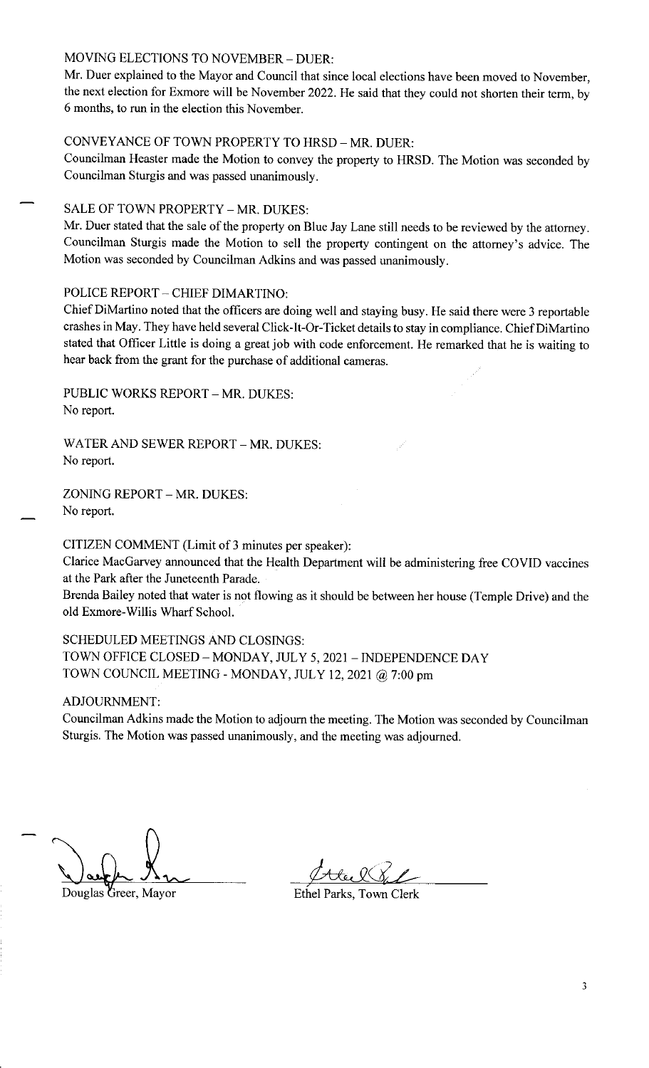MOVING ELECTIONS TO NOVEMBER – DUER:

Mr. Duer explained to the Mayor and Council that since local elections have been moved to November, the next election for Exmore will be November 2022. He said that they could not shorten their term, by 6 months, to run in the election this November.

CONVEYANCE OF TOWN PROPERTY TO HRSD – MR. DUER:

Councilman Heaster made the Motion to convey the property to HRSD. The Motion was seconded by Councilman Sturgis and was passed unanimously.

SALE OF TOWN PROPERTY – MR. DUKES:

Mr. Duer stated that the sale of the property on Blue Jay Lane still needs to be reviewed by the attorney. Councilman Sturgis made the Motion to sell the property contingent on the attorney's advice. The Motion was seconded by Councilman Adkins and was passed unanimously.

POLICE REPORT – CHIEF DIMARTINO:

Chief DiMartino noted that the officers are doing well and staying busy. He said there were 3 reportable crashes in May. They have held several Click-It-Or-Ticket details to stay in compliance. Chief DiMartino stated that Officer Little is doing a great job with code enforcement. He remarked that he is waiting to hear back from the grant for the purchase of additional cameras.

PUBLIC WORKS REPORT – MR. DUKES:
No report.

WATER AND SEWER REPORT – MR. DUKES:
No report.

ZONING REPORT – MR. DUKES:
No report.

CITIZEN COMMENT (Limit of 3 minutes per speaker):

Clarice MacGarvey announced that the Health Department will be administering free COVID vaccines at the Park after the Juneteenth Parade.

Brenda Bailey noted that water is not flowing as it should be between her house (Temple Drive) and the old Exmore-Willis Wharf School.

SCHEDULED MEETINGS AND CLOSINGS:
TOWN OFFICE CLOSED – MONDAY, JULY 5, 2021 – INDEPENDENCE DAY
TOWN COUNCIL MEETING - MONDAY, JULY 12, 2021 @ 7:00 pm

ADJOURNMENT:

Councilman Adkins made the Motion to adjourn the meeting. The Motion was seconded by Councilman Sturgis. The Motion was passed unanimously, and the meeting was adjourned.

Douglas Greer, Mayor

Ethel Parks, Town Clerk